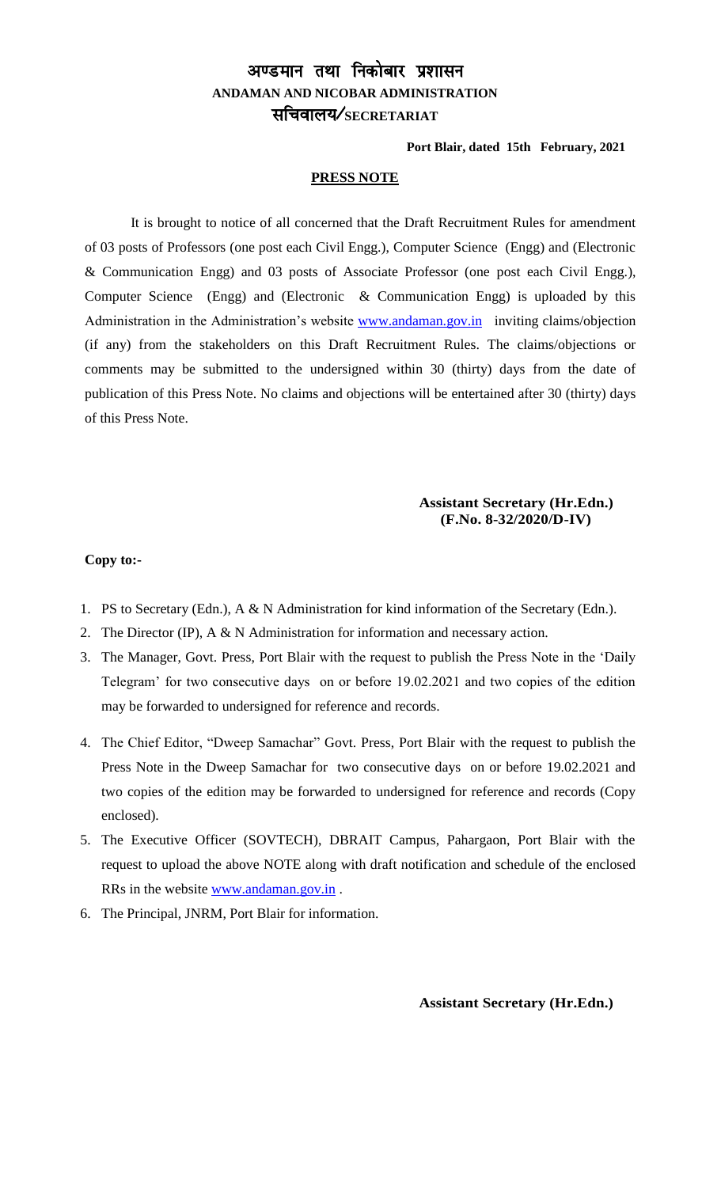# अण्डमान तथा निकोबार प्रशासन
## ANDAMAN AND NICOBAR ADMINISTRATION
## सचिवालय/SECRETARIAT

**Port Blair, dated 15th February, 2021**

**PRESS NOTE**

It is brought to notice of all concerned that the Draft Recruitment Rules for amendment of 03 posts of Professors (one post each Civil Engg.), Computer Science (Engg) and (Electronic & Communication Engg) and 03 posts of Associate Professor (one post each Civil Engg.), Computer Science (Engg) and (Electronic & Communication Engg) is uploaded by this Administration in the Administration's website www.andaman.gov.in inviting claims/objection (if any) from the stakeholders on this Draft Recruitment Rules. The claims/objections or comments may be submitted to the undersigned within 30 (thirty) days from the date of publication of this Press Note. No claims and objections will be entertained after 30 (thirty) days of this Press Note.

**Assistant Secretary (Hr.Edn.)**
**(F.No. 8-32/2020/D-IV)**

**Copy to:-**

1. PS to Secretary (Edn.), A & N Administration for kind information of the Secretary (Edn.).
2. The Director (IP), A & N Administration for information and necessary action.
3. The Manager, Govt. Press, Port Blair with the request to publish the Press Note in the 'Daily Telegram' for two consecutive days on or before 19.02.2021 and two copies of the edition may be forwarded to undersigned for reference and records.
4. The Chief Editor, "Dweep Samachar" Govt. Press, Port Blair with the request to publish the Press Note in the Dweep Samachar for two consecutive days on or before 19.02.2021 and two copies of the edition may be forwarded to undersigned for reference and records (Copy enclosed).
5. The Executive Officer (SOVTECH), DBRAIT Campus, Pahargaon, Port Blair with the request to upload the above NOTE along with draft notification and schedule of the enclosed RRs in the website www.andaman.gov.in .
6. The Principal, JNRM, Port Blair for information.

**Assistant Secretary (Hr.Edn.)**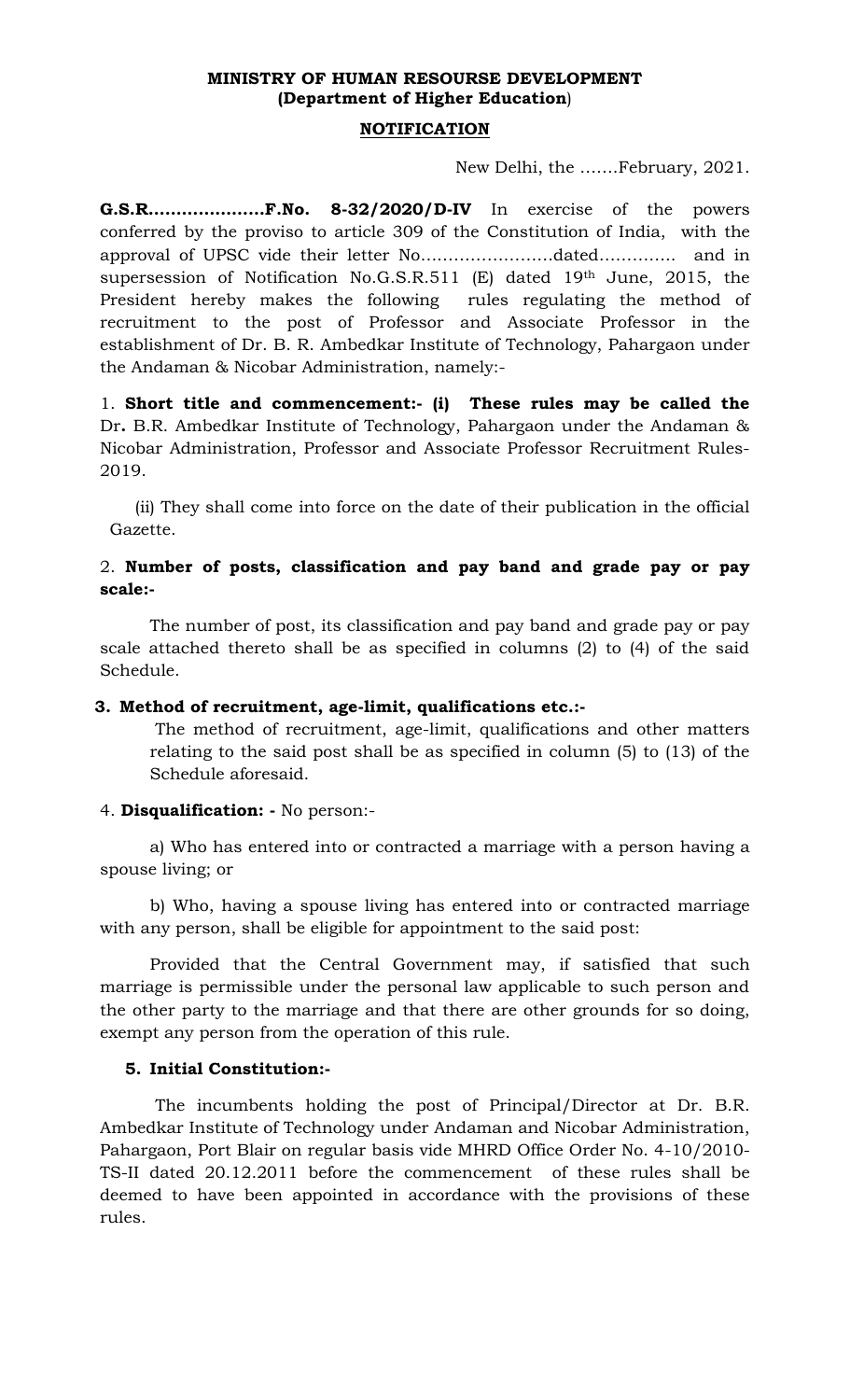**MINISTRY OF HUMAN RESOURSE DEVELOPMENT**
**(Department of Higher Education)**

**NOTIFICATION**

New Delhi, the …….February, 2021.

**G.S.R…………………F.No. 8-32/2020/D-IV** In exercise of the powers conferred by the proviso to article 309 of the Constitution of India, with the approval of UPSC vide their letter No……………………dated………….. and in supersession of Notification No.G.S.R.511 (E) dated 19th June, 2015, the President hereby makes the following rules regulating the method of recruitment to the post of Professor and Associate Professor in the establishment of Dr. B. R. Ambedkar Institute of Technology, Pahargaon under the Andaman & Nicobar Administration, namely:-

1. **Short title and commencement:- (i) These rules may be called the** Dr**.** B.R. Ambedkar Institute of Technology, Pahargaon under the Andaman & Nicobar Administration, Professor and Associate Professor Recruitment Rules-2019.

(ii) They shall come into force on the date of their publication in the official Gazette.

2. **Number of posts, classification and pay band and grade pay or pay scale:-**

The number of post, its classification and pay band and grade pay or pay scale attached thereto shall be as specified in columns (2) to (4) of the said Schedule.

**3. Method of recruitment, age-limit, qualifications etc.:-**

The method of recruitment, age-limit, qualifications and other matters relating to the said post shall be as specified in column (5) to (13) of the Schedule aforesaid.

4. **Disqualification: -** No person:-

a) Who has entered into or contracted a marriage with a person having a spouse living; or

b) Who, having a spouse living has entered into or contracted marriage with any person, shall be eligible for appointment to the said post:

Provided that the Central Government may, if satisfied that such marriage is permissible under the personal law applicable to such person and the other party to the marriage and that there are other grounds for so doing, exempt any person from the operation of this rule.

**5. Initial Constitution:-**

The incumbents holding the post of Principal/Director at Dr. B.R. Ambedkar Institute of Technology under Andaman and Nicobar Administration, Pahargaon, Port Blair on regular basis vide MHRD Office Order No. 4-10/2010-TS-II dated 20.12.2011 before the commencement of these rules shall be deemed to have been appointed in accordance with the provisions of these rules.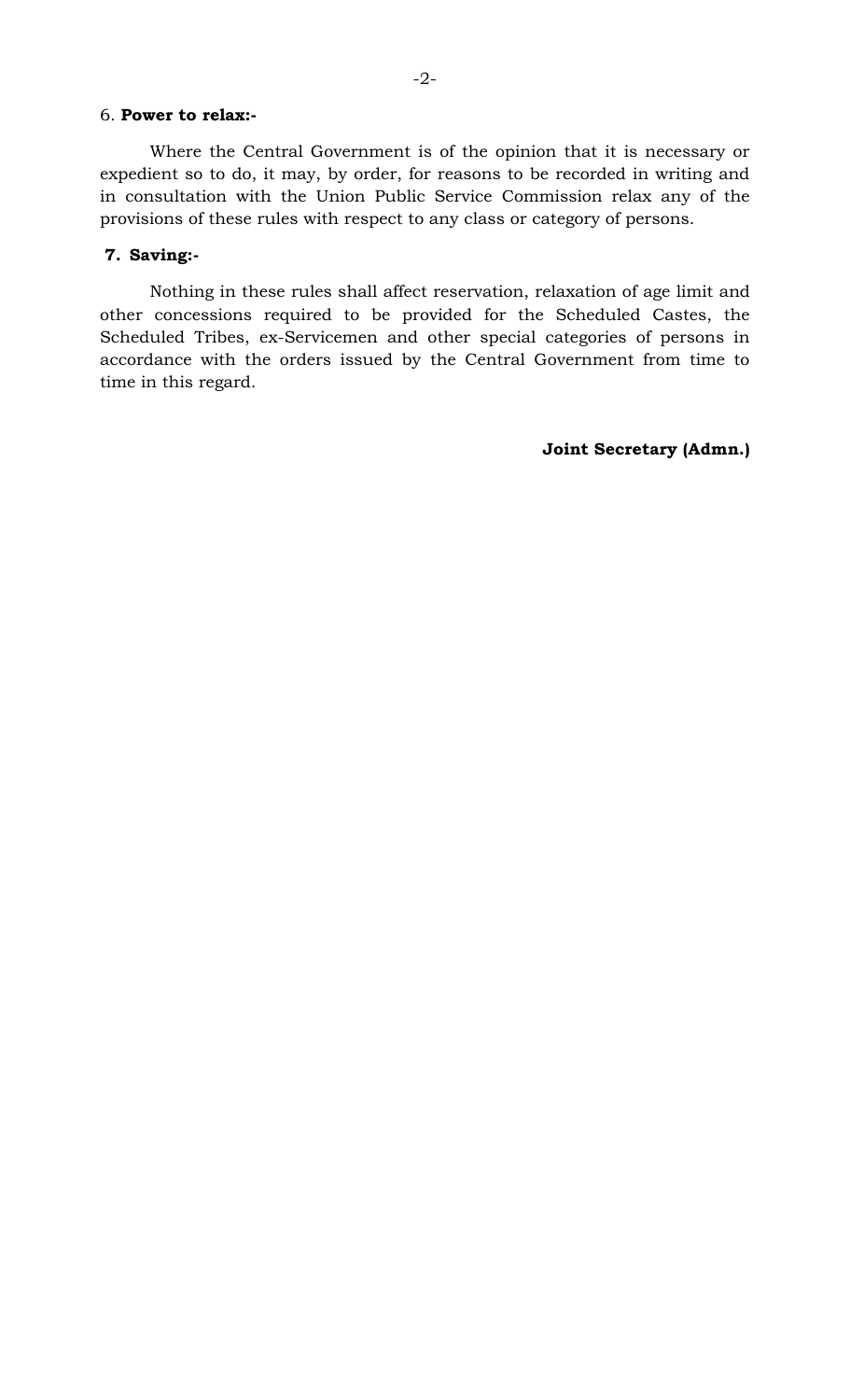6. **Power to relax:-**

Where the Central Government is of the opinion that it is necessary or expedient so to do, it may, by order, for reasons to be recorded in writing and in consultation with the Union Public Service Commission relax any of the provisions of these rules with respect to any class or category of persons.

**7. Saving:-**

Nothing in these rules shall affect reservation, relaxation of age limit and other concessions required to be provided for the Scheduled Castes, the Scheduled Tribes, ex-Servicemen and other special categories of persons in accordance with the orders issued by the Central Government from time to time in this regard.

**Joint Secretary (Admn.)**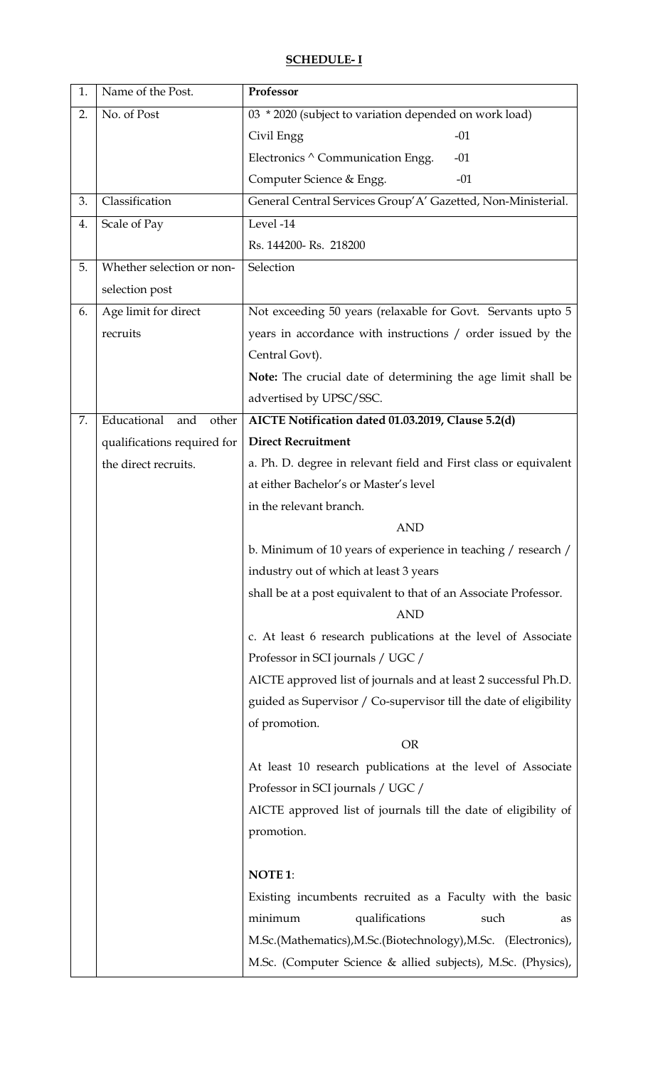## SCHEDULE- I

| 1. | Name of the Post. | **Professor** |
|---|---|---|
| 2. | No. of Post | 03 * 2020 (subject to variation depended on work load)<br>Civil Engg -01<br>Electronics ^ Communication Engg. -01<br>Computer Science & Engg. -01 |
| 3. | Classification | General Central Services Group'A' Gazetted, Non-Ministerial. |
| 4. | Scale of Pay | Level -14<br>Rs. 144200- Rs. 218200 |
| 5. | Whether selection or non-selection post | Selection |
| 6. | Age limit for direct recruits | Not exceeding 50 years (relaxable for Govt. Servants upto 5 years in accordance with instructions / order issued by the Central Govt).<br>**Note:** The crucial date of determining the age limit shall be advertised by UPSC/SSC. |
| 7. | Educational and other qualifications required for the direct recruits. | **AICTE Notification dated 01.03.2019, Clause 5.2(d)**<br>**Direct Recruitment**<br>a. Ph. D. degree in relevant field and First class or equivalent at either Bachelor's or Master's level in the relevant branch.<br>AND<br>b. Minimum of 10 years of experience in teaching / research / industry out of which at least 3 years shall be at a post equivalent to that of an Associate Professor.<br>AND<br>c. At least 6 research publications at the level of Associate Professor in SCI journals / UGC / AICTE approved list of journals and at least 2 successful Ph.D. guided as Supervisor / Co-supervisor till the date of eligibility of promotion.<br>OR<br>At least 10 research publications at the level of Associate Professor in SCI journals / UGC / AICTE approved list of journals till the date of eligibility of promotion.<br><br>**NOTE 1**:<br>Existing incumbents recruited as a Faculty with the basic minimum qualifications such as M.Sc.(Mathematics),M.Sc.(Biotechnology),M.Sc. (Electronics), M.Sc. (Computer Science & allied subjects), M.Sc. (Physics), |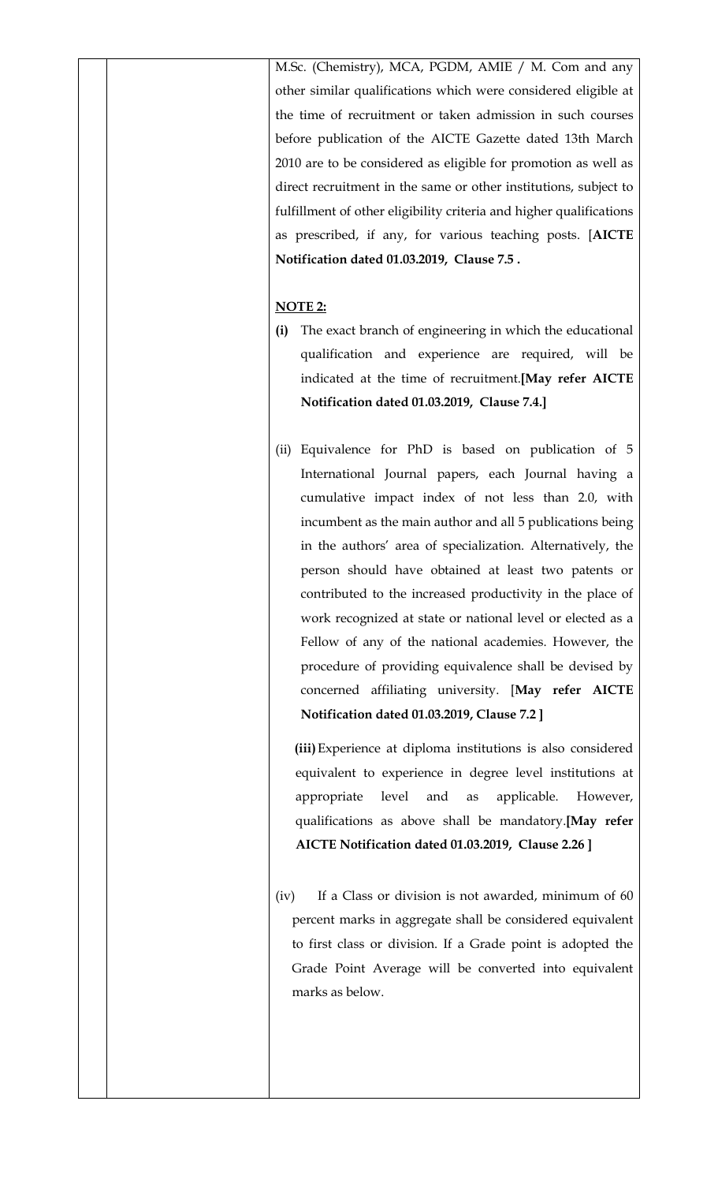M.Sc. (Chemistry), MCA, PGDM, AMIE / M. Com and any other similar qualifications which were considered eligible at the time of recruitment or taken admission in such courses before publication of the AICTE Gazette dated 13th March 2010 are to be considered as eligible for promotion as well as direct recruitment in the same or other institutions, subject to fulfillment of other eligibility criteria and higher qualifications as prescribed, if any, for various teaching posts. [**AICTE Notification dated 01.03.2019, Clause 7.5 .**

**NOTE 2:**

**(i)** The exact branch of engineering in which the educational qualification and experience are required, will be indicated at the time of recruitment.**[May refer AICTE Notification dated 01.03.2019, Clause 7.4.]**

(ii) Equivalence for PhD is based on publication of 5 International Journal papers, each Journal having a cumulative impact index of not less than 2.0, with incumbent as the main author and all 5 publications being in the authors' area of specialization. Alternatively, the person should have obtained at least two patents or contributed to the increased productivity in the place of work recognized at state or national level or elected as a Fellow of any of the national academies. However, the procedure of providing equivalence shall be devised by concerned affiliating university. [**May refer AICTE Notification dated 01.03.2019, Clause 7.2 ]**

**(iii)** Experience at diploma institutions is also considered equivalent to experience in degree level institutions at appropriate level and as applicable. However, qualifications as above shall be mandatory.**[May refer AICTE Notification dated 01.03.2019, Clause 2.26 ]**

(iv) If a Class or division is not awarded, minimum of 60 percent marks in aggregate shall be considered equivalent to first class or division. If a Grade point is adopted the Grade Point Average will be converted into equivalent marks as below.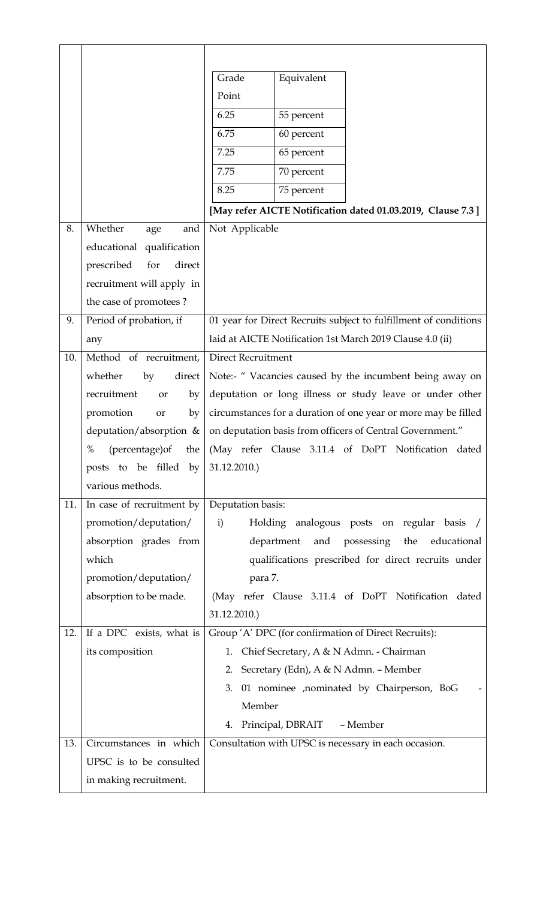| | | |
|---|---|---|
| | | <table><tr><td>Grade Point</td><td>Equivalent</td></tr><tr><td>6.25</td><td>55 percent</td></tr><tr><td>6.75</td><td>60 percent</td></tr><tr><td>7.25</td><td>65 percent</td></tr><tr><td>7.75</td><td>70 percent</td></tr><tr><td>8.25</td><td>75 percent</td></tr></table> **[May refer AICTE Notification dated 01.03.2019, Clause 7.3 ]** |
| 8. | Whether age and educational qualification prescribed for direct recruitment will apply in the case of promotees ? | Not Applicable |
| 9. | Period of probation, if any | 01 year for Direct Recruits subject to fulfillment of conditions laid at AICTE Notification 1st March 2019 Clause 4.0 (ii) |
| 10. | Method of recruitment, whether by direct recruitment or by promotion or by deputation/absorption & % (percentage)of the posts to be filled by various methods. | Direct Recruitment<br>Note:- " Vacancies caused by the incumbent being away on deputation or long illness or study leave or under other circumstances for a duration of one year or more may be filled on deputation basis from officers of Central Government."<br>(May refer Clause 3.11.4 of DoPT Notification dated 31.12.2010.) |
| 11. | In case of recruitment by promotion/deputation/ absorption grades from which promotion/deputation/ absorption to be made. | Deputation basis:<br>i) Holding analogous posts on regular basis / department and possessing the educational qualifications prescribed for direct recruits under para 7.<br>(May refer Clause 3.11.4 of DoPT Notification dated 31.12.2010.) |
| 12. | If a DPC exists, what is its composition | Group 'A' DPC (for confirmation of Direct Recruits):<br>1. Chief Secretary, A & N Admn. - Chairman<br>2. Secretary (Edn), A & N Admn. – Member<br>3. 01 nominee ,nominated by Chairperson, BoG - Member<br>4. Principal, DBRAIT – Member |
| 13. | Circumstances in which UPSC is to be consulted in making recruitment. | Consultation with UPSC is necessary in each occasion. |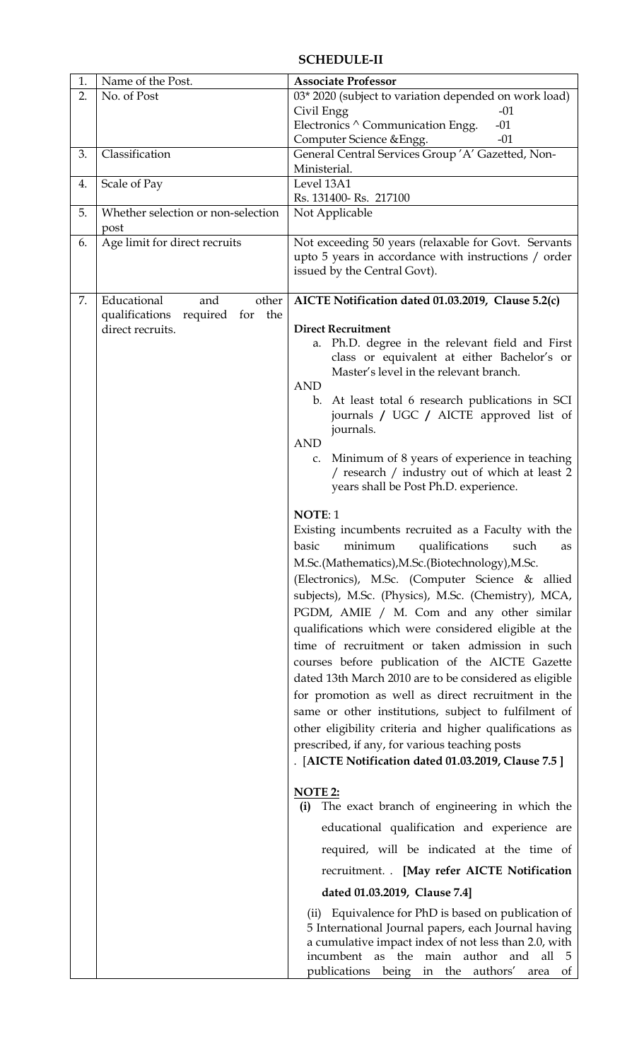**SCHEDULE-II**

| 1. | Name of the Post. | **Associate Professor** |
|---|---|---|
| 2. | No. of Post | 03* 2020 (subject to variation depended on work load)<br>Civil Engg -01<br>Electronics ^ Communication Engg. -01<br>Computer Science &Engg. -01 |
| 3. | Classification | General Central Services Group 'A' Gazetted, Non-Ministerial. |
| 4. | Scale of Pay | Level 13A1<br>Rs. 131400- Rs. 217100 |
| 5. | Whether selection or non-selection post | Not Applicable |
| 6. | Age limit for direct recruits | Not exceeding 50 years (relaxable for Govt. Servants upto 5 years in accordance with instructions / order issued by the Central Govt). |
| 7. | Educational and other qualifications required for the direct recruits. | **AICTE Notification dated 01.03.2019, Clause 5.2(c)**<br><br>**Direct Recruitment**<br>a. Ph.D. degree in the relevant field and First class or equivalent at either Bachelor's or Master's level in the relevant branch.<br>AND<br>b. At least total 6 research publications in SCI journals / UGC / AICTE approved list of journals.<br>AND<br>c. Minimum of 8 years of experience in teaching / research / industry out of which at least 2 years shall be Post Ph.D. experience.<br><br>**NOTE**: 1<br>Existing incumbents recruited as a Faculty with the basic minimum qualifications such as M.Sc.(Mathematics),M.Sc.(Biotechnology),M.Sc. (Electronics), M.Sc. (Computer Science & allied subjects), M.Sc. (Physics), M.Sc. (Chemistry), MCA, PGDM, AMIE / M. Com and any other similar qualifications which were considered eligible at the time of recruitment or taken admission in such courses before publication of the AICTE Gazette dated 13th March 2010 are to be considered as eligible for promotion as well as direct recruitment in the same or other institutions, subject to fulfilment of other eligibility criteria and higher qualifications as prescribed, if any, for various teaching posts<br>. [**AICTE Notification dated 01.03.2019, Clause 7.5 ]**<br><br>**NOTE 2:**<br>**(i)** The exact branch of engineering in which the educational qualification and experience are required, will be indicated at the time of recruitment. . **[May refer AICTE Notification dated 01.03.2019, Clause 7.4]**<br><br>(ii) Equivalence for PhD is based on publication of 5 International Journal papers, each Journal having a cumulative impact index of not less than 2.0, with incumbent as the main author and all 5 publications being in the authors' area of |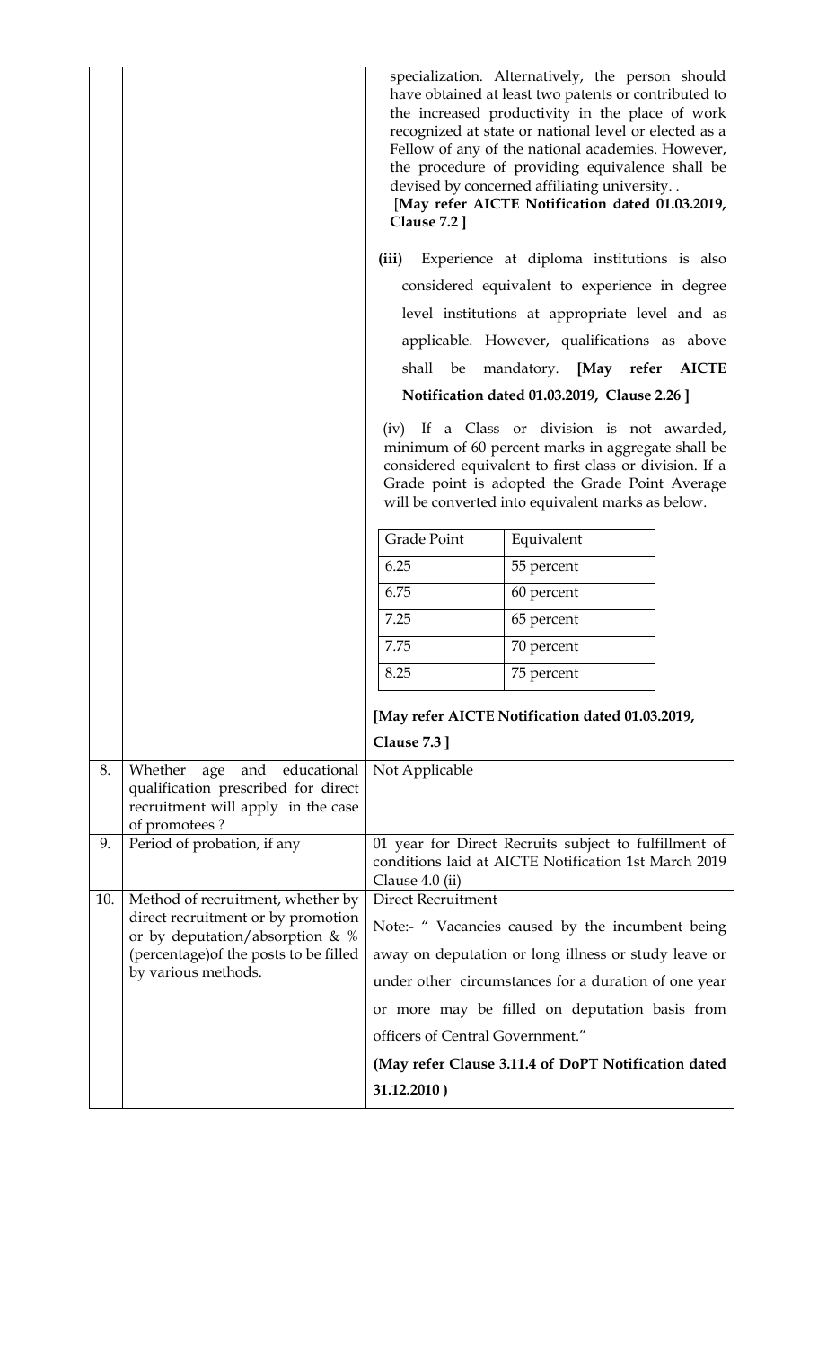| | | |
|---|---|---|
| | | specialization. Alternatively, the person should have obtained at least two patents or contributed to the increased productivity in the place of work recognized at state or national level or elected as a Fellow of any of the national academies. However, the procedure of providing equivalence shall be devised by concerned affiliating university. . **[May refer AICTE Notification dated 01.03.2019, Clause 7.2 ]**<br><br>**(iii)** Experience at diploma institutions is also considered equivalent to experience in degree level institutions at appropriate level and as applicable. However, qualifications as above shall be mandatory. **[May refer AICTE Notification dated 01.03.2019, Clause 2.26 ]**<br><br>(iv) If a Class or division is not awarded, minimum of 60 percent marks in aggregate shall be considered equivalent to first class or division. If a Grade point is adopted the Grade Point Average will be converted into equivalent marks as below.<br><br>Grade Point — Equivalent<br>6.25 — 55 percent<br>6.75 — 60 percent<br>7.25 — 65 percent<br>7.75 — 70 percent<br>8.25 — 75 percent<br><br>**[May refer AICTE Notification dated 01.03.2019, Clause 7.3 ]** |
| 8. | Whether age and educational qualification prescribed for direct recruitment will apply in the case of promotees ? | Not Applicable |
| 9. | Period of probation, if any | 01 year for Direct Recruits subject to fulfillment of conditions laid at AICTE Notification 1st March 2019 Clause 4.0 (ii) |
| 10. | Method of recruitment, whether by direct recruitment or by promotion or by deputation/absorption & % (percentage)of the posts to be filled by various methods. | Direct Recruitment<br><br>Note:- " Vacancies caused by the incumbent being away on deputation or long illness or study leave or under other circumstances for a duration of one year or more may be filled on deputation basis from officers of Central Government."<br><br>**(May refer Clause 3.11.4 of DoPT Notification dated 31.12.2010 )** |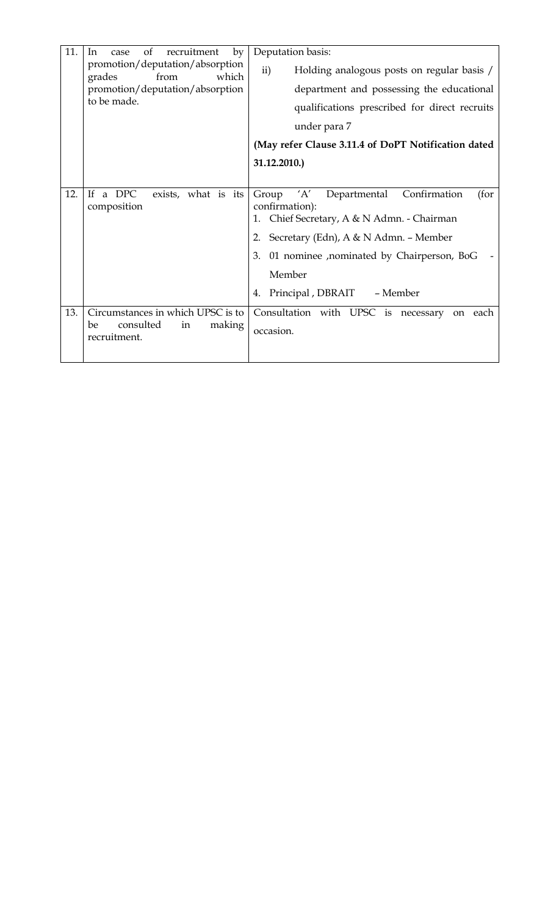| | | |
|---|---|---|
| 11. | In case of recruitment by promotion/deputation/absorption grades from which promotion/deputation/absorption to be made. | Deputation basis:<br>ii) Holding analogous posts on regular basis / department and possessing the educational qualifications prescribed for direct recruits under para 7<br>**(May refer Clause 3.11.4 of DoPT Notification dated 31.12.2010.)** |
| 12. | If a DPC exists, what is its composition | Group 'A' Departmental Confirmation (for confirmation):<br>1. Chief Secretary, A & N Admn. - Chairman<br>2. Secretary (Edn), A & N Admn. – Member<br>3. 01 nominee ,nominated by Chairperson, BoG - Member<br>4. Principal , DBRAIT – Member |
| 13. | Circumstances in which UPSC is to be consulted in making recruitment. | Consultation with UPSC is necessary on each occasion. |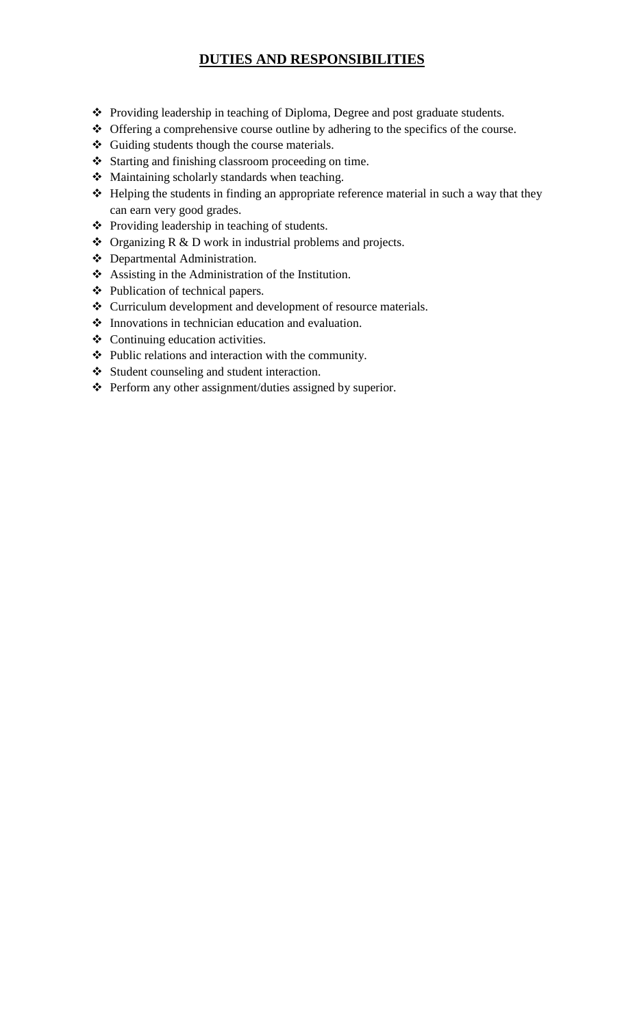## DUTIES AND RESPONSIBILITIES

- Providing leadership in teaching of Diploma, Degree and post graduate students.
- Offering a comprehensive course outline by adhering to the specifics of the course.
- Guiding students though the course materials.
- Starting and finishing classroom proceeding on time.
- Maintaining scholarly standards when teaching.
- Helping the students in finding an appropriate reference material in such a way that they can earn very good grades.
- Providing leadership in teaching of students.
- Organizing R & D work in industrial problems and projects.
- Departmental Administration.
- Assisting in the Administration of the Institution.
- Publication of technical papers.
- Curriculum development and development of resource materials.
- Innovations in technician education and evaluation.
- Continuing education activities.
- Public relations and interaction with the community.
- Student counseling and student interaction.
- Perform any other assignment/duties assigned by superior.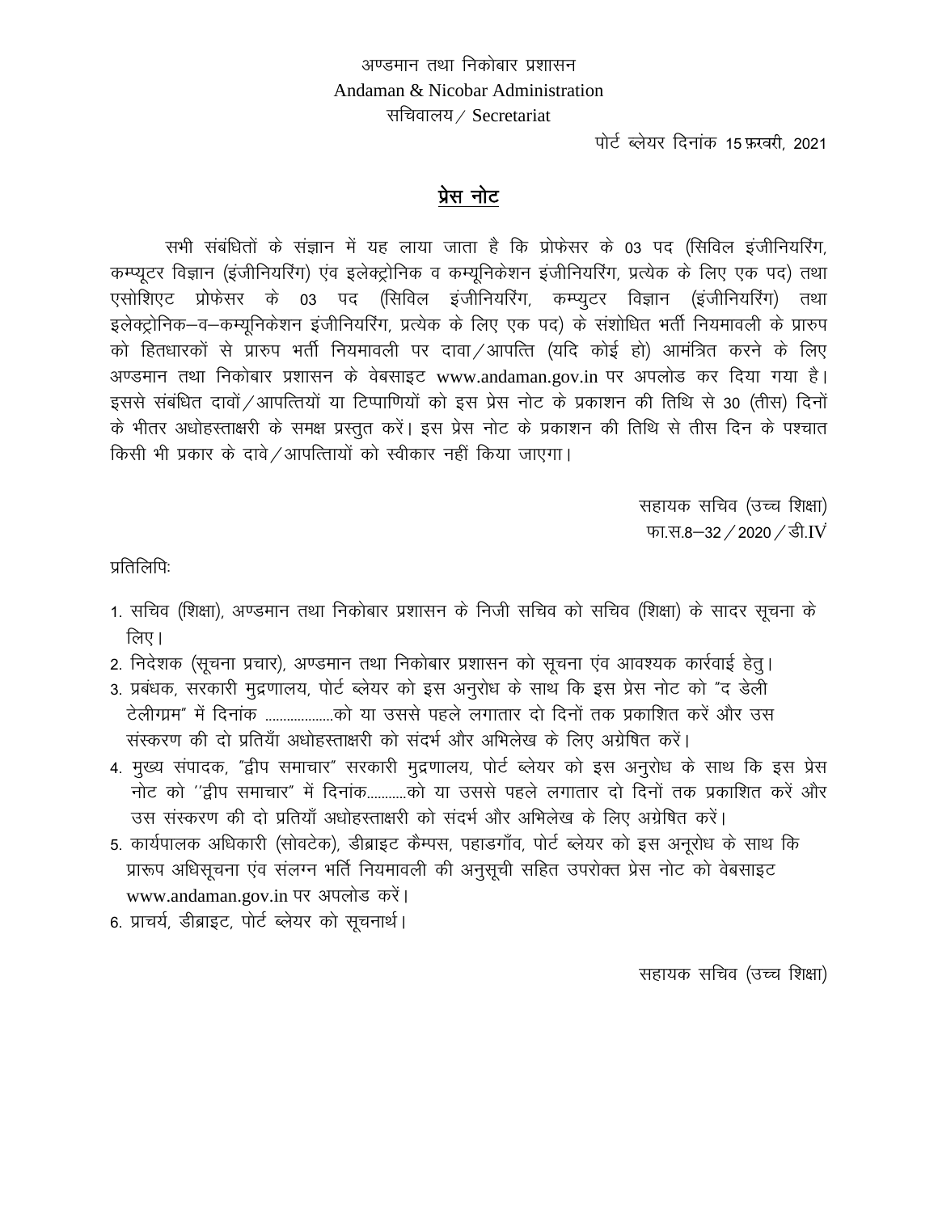अण्डमान तथा निकोबार प्रशासन
Andaman & Nicobar Administration
सचिवालय / Secretariat

पोर्ट ब्लेयर दिनांक 15 फ़रवरी, 2021

## प्रेस नोट

सभी संबंधितों के संज्ञान में यह लाया जाता है कि प्रोफेसर के 03 पद (सिविल इंजीनियरिंग, कम्प्यूटर विज्ञान (इंजीनियरिंग) एंव इलेक्ट्रोनिक व कम्यूनिकेशन इंजीनियरिंग, प्रत्येक के लिए एक पद) तथा एसोशिएट प्रोफेसर के 03 पद (सिविल इंजीनियरिंग, कम्प्युटर विज्ञान (इंजीनियरिंग) तथा इलेक्ट्रोनिक–व–कम्यूनिकेशन इंजीनियरिंग, प्रत्येक के लिए एक पद) के संशोधित भर्ती नियमावली के प्रारुप को हितधारकों से प्रारुप भर्ती नियमावली पर दावा/आपत्ति (यदि कोई हो) आमंत्रित करने के लिए अण्डमान तथा निकोबार प्रशासन के वेबसाइट www.andaman.gov.in पर अपलोड कर दिया गया है। इससे संबंधित दावों/आपत्तियों या टिप्पाणियों को इस प्रेस नोट के प्रकाशन की तिथि से 30 (तीस) दिनों के भीतर अधोहस्ताक्षरी के समक्ष प्रस्तुत करें। इस प्रेस नोट के प्रकाशन की तिथि से तीस दिन के पश्चात किसी भी प्रकार के दावे/आपत्तायों को स्वीकार नहीं किया जाएगा।

सहायक सचिव (उच्च शिक्षा)
फा.स.8–32/2020/डी.IV

प्रतिलिपिः

1. सचिव (शिक्षा), अण्डमान तथा निकोबार प्रशासन के निजी सचिव को सचिव (शिक्षा) के सादर सूचना के लिए।
2. निदेशक (सूचना प्रचार), अण्डमान तथा निकोबार प्रशासन को सूचना एंव आवश्यक कार्रवाई हेतु।
3. प्रबंधक, सरकारी मुद्रणालय, पोर्ट ब्लेयर को इस अनुरोध के साथ कि इस प्रेस नोट को "द डेली टेलीग्रम" में दिनांक ..................को या उससे पहले लगातार दो दिनों तक प्रकाशित करें और उस संस्करण की दो प्रतियाँ अधोहस्ताक्षरी को संदर्भ और अभिलेख के लिए अग्रेषित करें।
4. मुख्य संपादक, "द्वीप समाचार" सरकारी मुद्रणालय, पोर्ट ब्लेयर को इस अनुरोध के साथ कि इस प्रेस नोट को ''द्वीप समाचार" में दिनांक..........को या उससे पहले लगातार दो दिनों तक प्रकाशित करें और उस संस्करण की दो प्रतियाँ अधोहस्ताक्षरी को संदर्भ और अभिलेख के लिए अग्रेषित करें।
5. कार्यपालक अधिकारी (सोवटेक), डीब्राइट कैम्पस, पहाडगाँव, पोर्ट ब्लेयर को इस अनूरोध के साथ कि प्रारूप अधिसूचना एंव संलग्न भर्ति नियमावली की अनुसूची सहित उपरोक्त प्रेस नोट को वेबसाइट www.andaman.gov.in पर अपलोड करें।
6. प्राचर्य, डीब्राइट, पोर्ट ब्लेयर को सूचनार्थ।

सहायक सचिव (उच्च शिक्षा)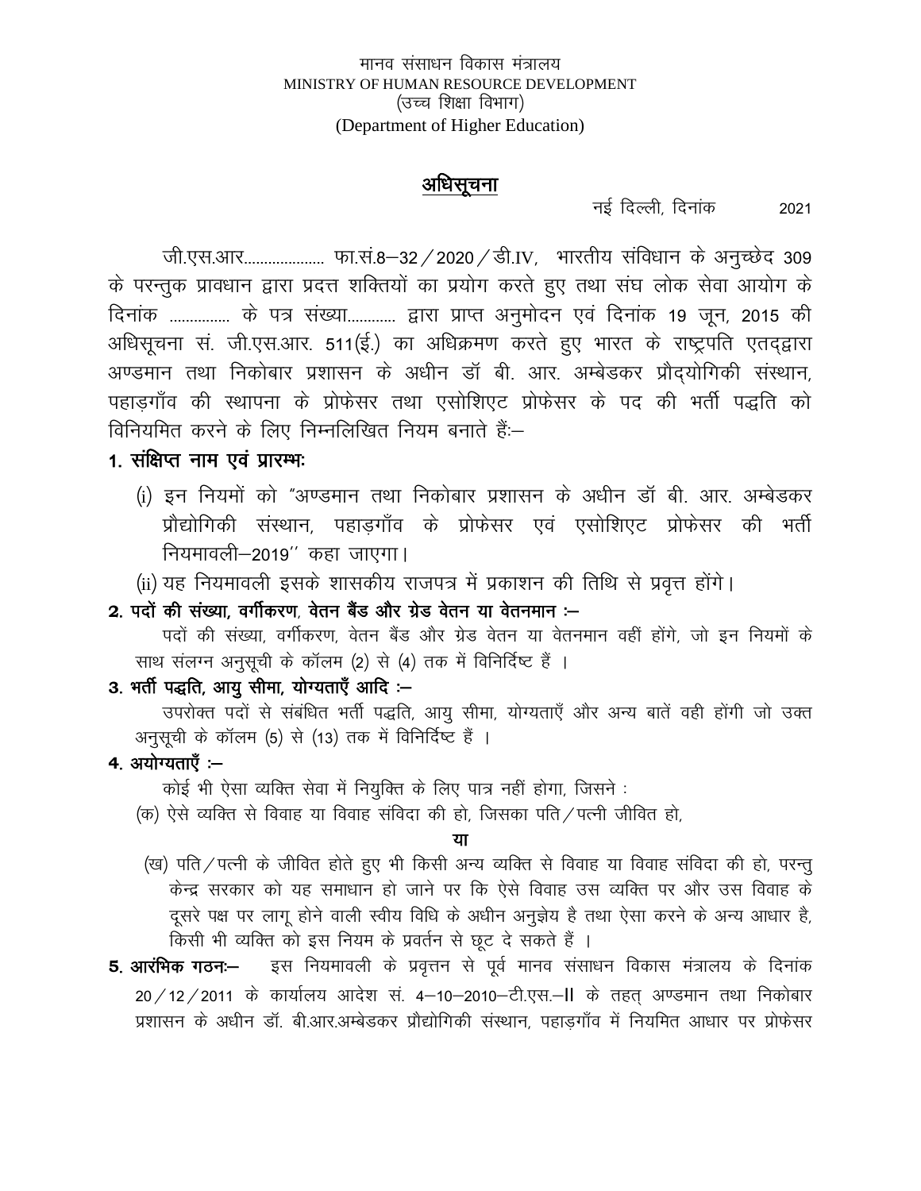मानव संसाधन विकास मंत्रालय
MINISTRY OF HUMAN RESOURCE DEVELOPMENT
(उच्च शिक्षा विभाग)
(Department of Higher Education)

## अधिसूचना

नई दिल्ली, दिनांक 2021

जी.एस.आर.................... फा.सं.8–32/2020/डी.IV, भारतीय संविधान के अनुच्छेद 309 के परन्तुक प्रावधान द्वारा प्रदत्त शक्तियों का प्रयोग करते हुए तथा संघ लोक सेवा आयोग के दिनांक ............... के पत्र संख्या............ द्वारा प्राप्त अनुमोदन एवं दिनांक 19 जून, 2015 की अधिसूचना सं. जी.एस.आर. 511(ई.) का अधिक्रमण करते हुए भारत के राष्ट्रपति एतद्द्वारा अण्डमान तथा निकोबार प्रशासन के अधीन डॉ बी. आर. अम्बेडकर प्रौद्योगिकी संस्थान, पहाड़गाँव की स्थापना के प्रोफेसर तथा एसोशिएट प्रोफेसर के पद की भर्ती पद्धति को विनियमित करने के लिए निम्नलिखित नियम बनाते हैं:–

**1. संक्षिप्त नाम एवं प्रारम्भः**

(i) इन नियमों को "अण्डमान तथा निकोबार प्रशासन के अधीन डॉ बी. आर. अम्बेडकर प्रौद्योगिकी संस्थान, पहाड़गाँव के प्रोफेसर एवं एसोशिएट प्रोफेसर की भर्ती नियमावली–2019'' कहा जाएगा।

(ii) यह नियमावली इसके शासकीय राजपत्र में प्रकाशन की तिथि से प्रवृत्त होंगे।

**2. पदों की संख्या, वर्गीकरण, वेतन बैंड और ग्रेड वेतन या वेतनमान :–**

पदों की संख्या, वर्गीकरण, वेतन बैंड और ग्रेड वेतन या वेतनमान वहीं होंगे, जो इन नियमों के साथ संलग्न अनुसूची के कॉलम (2) से (4) तक में विनिर्दिष्ट हैं ।

**3. भर्ती पद्धति, आयु सीमा, योग्यताएँ आदि :–**

उपरोक्त पदों से संबंधित भर्ती पद्धति, आयु सीमा, योग्यताएँ और अन्य बातें वही होंगी जो उक्त अनुसूची के कॉलम (5) से (13) तक में विनिर्दिष्ट हैं ।

**4. अयोग्यताएँ :–**

कोई भी ऐसा व्यक्ति सेवा में नियुक्ति के लिए पात्र नहीं होगा, जिसने :

(क) ऐसे व्यक्ति से विवाह या विवाह संविदा की हो, जिसका पति/पत्नी जीवित हो,

**या**

(ख) पति/पत्नी के जीवित होते हुए भी किसी अन्य व्यक्ति से विवाह या विवाह संविदा की हो, परन्तु केन्द्र सरकार को यह समाधान हो जाने पर कि ऐसे विवाह उस व्यक्ति पर और उस विवाह के दूसरे पक्ष पर लागू होने वाली स्वीय विधि के अधीन अनुज्ञेय है तथा ऐसा करने के अन्य आधार है, किसी भी व्यक्ति को इस नियम के प्रवर्तन से छूट दे सकते हैं ।

**5. आरंभिक गठनः–** इस नियमावली के प्रवृत्तन से पूर्व मानव संसाधन विकास मंत्रालय के दिनांक 20/12/2011 के कार्यालय आदेश सं. 4–10–2010–टी.एस.–II के तहत् अण्डमान तथा निकोबार प्रशासन के अधीन डॉ. बी.आर.अम्बेडकर प्रौद्योगिकी संस्थान, पहाड़गाँव में नियमित आधार पर प्रोफेसर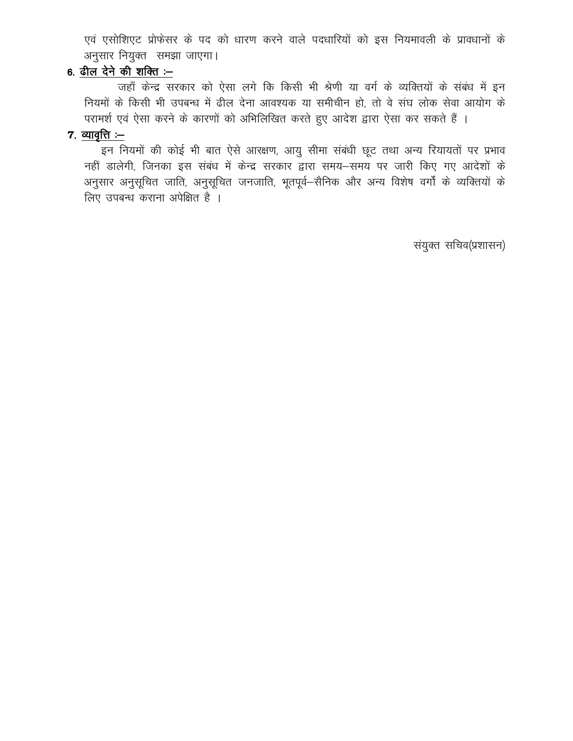एवं एसोशिएट प्रोफेसर के पद को धारण करने वाले पदधारियों को इस नियमावली के प्रावधानों के अनुसार नियुक्त समझा जाएगा।

**6. <u>ढील देने की शक्ति :–</u>**

जहाँ केन्द्र सरकार को ऐसा लगे कि किसी भी श्रेणी या वर्ग के व्यक्तियों के संबंध में इन नियमों के किसी भी उपबन्ध में ढील देना आवश्यक या समीचीन हो, तो वे संघ लोक सेवा आयोग के परामर्श एवं ऐसा करने के कारणों को अभिलिखित करते हुए आदेश द्वारा ऐसा कर सकते हैं ।

**7. <u>व्यावृत्ति :–</u>**

इन नियमों की कोई भी बात ऐसे आरक्षण, आयु सीमा संबंधी छूट तथा अन्य रियायतों पर प्रभाव नहीं डालेगी, जिनका इस संबंध में केन्द्र सरकार द्वारा समय–समय पर जारी किए गए आदेशों के अनुसार अनुसूचित जाति, अनुसूचित जनजाति, भूतपूर्व–सैनिक और अन्य विशेष वर्गों के व्यक्तियों के लिए उपबन्ध कराना अपेक्षित है ।

संयुक्त सचिव(प्रशासन)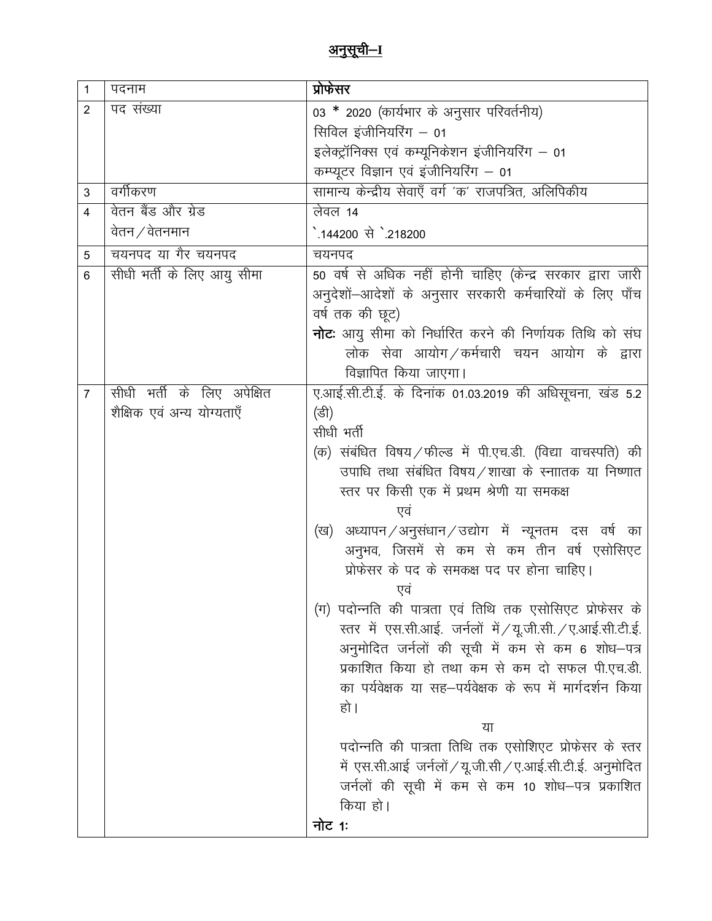# अनुसूची–I

| 1 | पदनाम | प्रोफेसर |
|---|---|---|
| 2 | पद संख्या | 03 * 2020 (कार्यभार के अनुसार परिवर्तनीय)<br>सिविल इंजीनियरिंग – 01<br>इलेक्ट्रॉनिक्स एवं कम्यूनिकेशन इंजीनियरिंग – 01<br>कम्प्यूटर विज्ञान एवं इंजीनियरिंग – 01 |
| 3 | वर्गीकरण | सामान्य केन्द्रीय सेवाएँ वर्ग 'क' राजपत्रित, अलिपिकीय |
| 4 | वेतन बैंड और ग्रेड<br>वेतन / वेतनमान | लेवल 14<br>`.144200 से `.218200 |
| 5 | चयनपद या गैर चयनपद | चयनपद |
| 6 | सीधी भर्ती के लिए आयु सीमा | 50 वर्ष से अधिक नहीं होनी चाहिए (केन्द्र सरकार द्वारा जारी अनुदेशों–आदेशों के अनुसार सरकारी कर्मचारियों के लिए पाँच वर्ष तक की छूट)<br>**नोटः** आयु सीमा को निर्धारित करने की निर्णायक तिथि को संघ लोक सेवा आयोग / कर्मचारी चयन आयोग के द्वारा विज्ञापित किया जाएगा। |
| 7 | सीधी भर्ती के लिए अपेक्षित शैक्षिक एवं अन्य योग्यताएँ | ए.आई.सी.टी.ई. के दिनांक 01.03.2019 की अधिसूचना, खंड 5.2 (डी)<br>सीधी भर्ती<br>(क) संबंधित विषय / फील्ड में पी.एच.डी. (विद्या वाचस्पति) की उपाधि तथा संबंधित विषय / शाखा के स्नातक या निष्णात स्तर पर किसी एक में प्रथम श्रेणी या समकक्ष<br>एवं<br>(ख) अध्यापन / अनुसंधान / उद्योग में न्यूनतम दस वर्ष का अनुभव, जिसमें से कम से कम तीन वर्ष एसोसिएट प्रोफेसर के पद के समकक्ष पद पर होना चाहिए।<br>एवं<br>(ग) पदोन्नति की पात्रता एवं तिथि तक एसोसिएट प्रोफेसर के स्तर में एस.सी.आई. जर्नलों में / यू.जी.सी. / ए.आई.सी.टी.ई. अनुमोदित जर्नलों की सूची में कम से कम 6 शोध–पत्र प्रकाशित किया हो तथा कम से कम दो सफल पी.एच.डी. का पर्यवेक्षक या सह–पर्यवेक्षक के रूप में मार्गदर्शन किया हो।<br>या<br>पदोन्नति की पात्रता तिथि तक एसोशिएट प्रोफेसर के स्तर में एस.सी.आई जर्नलों / यू.जी.सी / ए.आई.सी.टी.ई. अनुमोदित जर्नलों की सूची में कम से कम 10 शोध–पत्र प्रकाशित किया हो।<br>**नोट 1:** |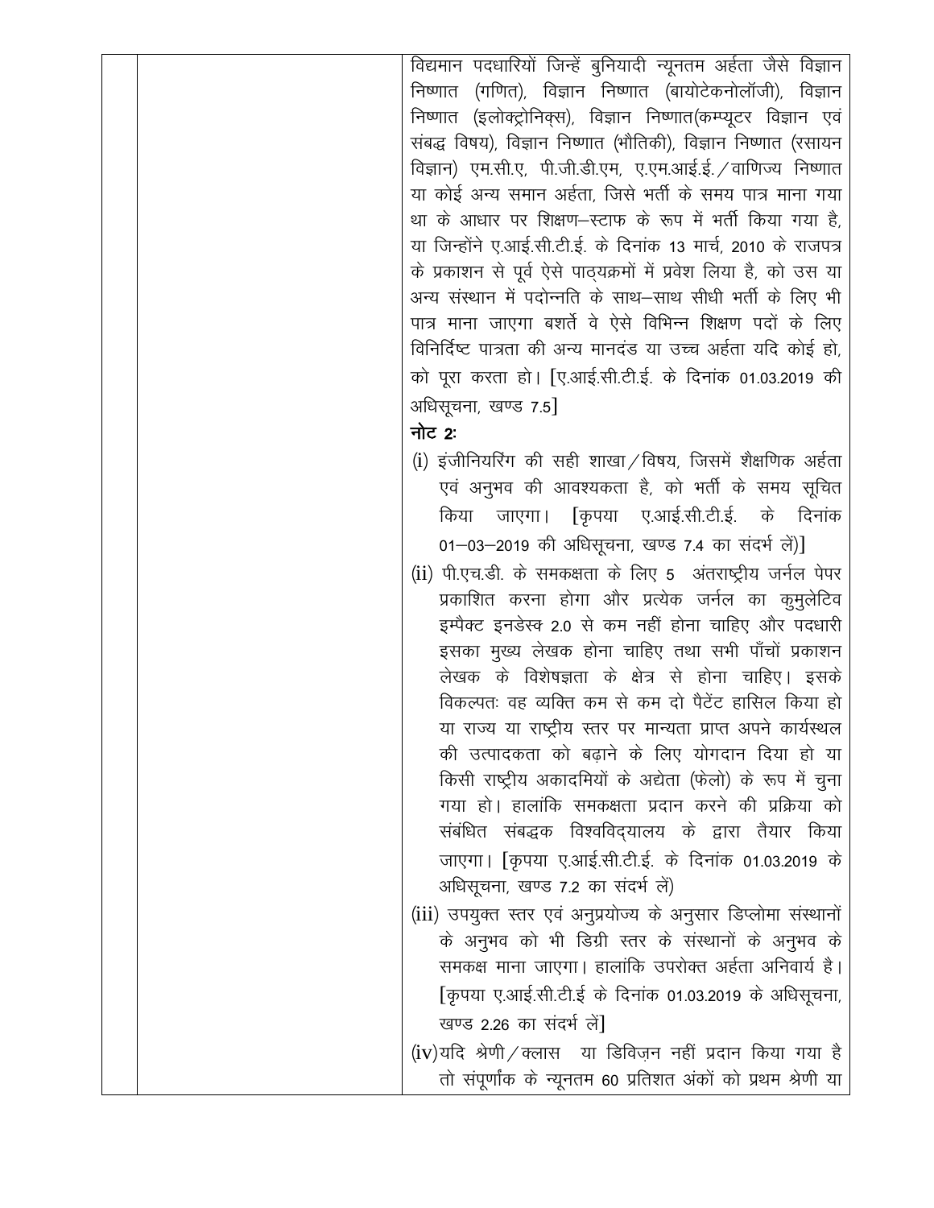| | | विद्यमान पदधारियों जिन्हें बुनियादी न्यूनतम अर्हता जैसे विज्ञान निष्णात (गणित), विज्ञान निष्णात (बायोटेकनोलॉजी), विज्ञान निष्णात (इलोक्ट्रोनिक्स), विज्ञान निष्णात(कम्प्यूटर विज्ञान एवं संबद्ध विषय), विज्ञान निष्णात (भौतिकी), विज्ञान निष्णात (रसायन विज्ञान) एम.सी.ए, पी.जी.डी.एम, ए.एम.आई.ई./वाणिज्य निष्णात या कोई अन्य समान अर्हता, जिसे भर्ती के समय पात्र माना गया था के आधार पर शिक्षण–स्टाफ के रूप में भर्ती किया गया है, या जिन्होंने ए.आई.सी.टी.ई. के दिनांक 13 मार्च, 2010 के राजपत्र के प्रकाशन से पूर्व ऐसे पाठ्यक्रमों में प्रवेश लिया है, को उस या अन्य संस्थान में पदोन्नति के साथ–साथ सीधी भर्ती के लिए भी पात्र माना जाएगा बशर्ते वे ऐसे विभिन्न शिक्षण पदों के लिए विनिर्दिष्ट पात्रता की अन्य मानदंड या उच्च अर्हता यदि कोई हो, को पूरा करता हो। [ए.आई.सी.टी.ई. के दिनांक 01.03.2019 की अधिसूचना, खण्ड 7.5]<br><br>**नोट 2:**<br>(i) इंजीनियरिंग की सही शाखा/विषय, जिसमें शैक्षणिक अर्हता एवं अनुभव की आवश्यकता है, को भर्ती के समय सूचित किया जाएगा। [कृपया ए.आई.सी.टी.ई. के दिनांक 01–03–2019 की अधिसूचना, खण्ड 7.4 का संदर्भ लें)]<br>(ii) पी.एच.डी. के समकक्षता के लिए 5 अंतराष्ट्रीय जर्नल पेपर प्रकाशित करना होगा और प्रत्येक जर्नल का कुमुलेटिव इम्पैक्ट इनडेस्क 2.0 से कम नहीं होना चाहिए और पदधारी इसका मुख्य लेखक होना चाहिए तथा सभी पाँचों प्रकाशन लेखक के विशेषज्ञता के क्षेत्र से होना चाहिए। इसके विकल्पतः वह व्यक्ति कम से कम दो पैटेंट हासिल किया हो या राज्य या राष्ट्रीय स्तर पर मान्यता प्राप्त अपने कार्यस्थल की उत्पादकता को बढ़ाने के लिए योगदान दिया हो या किसी राष्ट्रीय अकादमियों के अद्येता (फेलो) के रूप में चुना गया हो। हालांकि समकक्षता प्रदान करने की प्रक्रिया को संबंधित संबद्धक विश्वविद्यालय के द्वारा तैयार किया जाएगा। [कृपया ए.आई.सी.टी.ई. के दिनांक 01.03.2019 के अधिसूचना, खण्ड 7.2 का संदर्भ लें)<br>(iii) उपयुक्त स्तर एवं अनुप्रयोज्य के अनुसार डिप्लोमा संस्थानों के अनुभव को भी डिग्री स्तर के संस्थानों के अनुभव के समकक्ष माना जाएगा। हालांकि उपरोक्त अर्हता अनिवार्य है। [कृपया ए.आई.सी.टी.ई के दिनांक 01.03.2019 के अधिसूचना, खण्ड 2.26 का संदर्भ लें]<br>(iv) यदि श्रेणी/क्लास या डिविज़न नहीं प्रदान किया गया है तो संपूर्णांक के न्यूनतम 60 प्रतिशत अंकों को प्रथम श्रेणी या |
|---|---|---|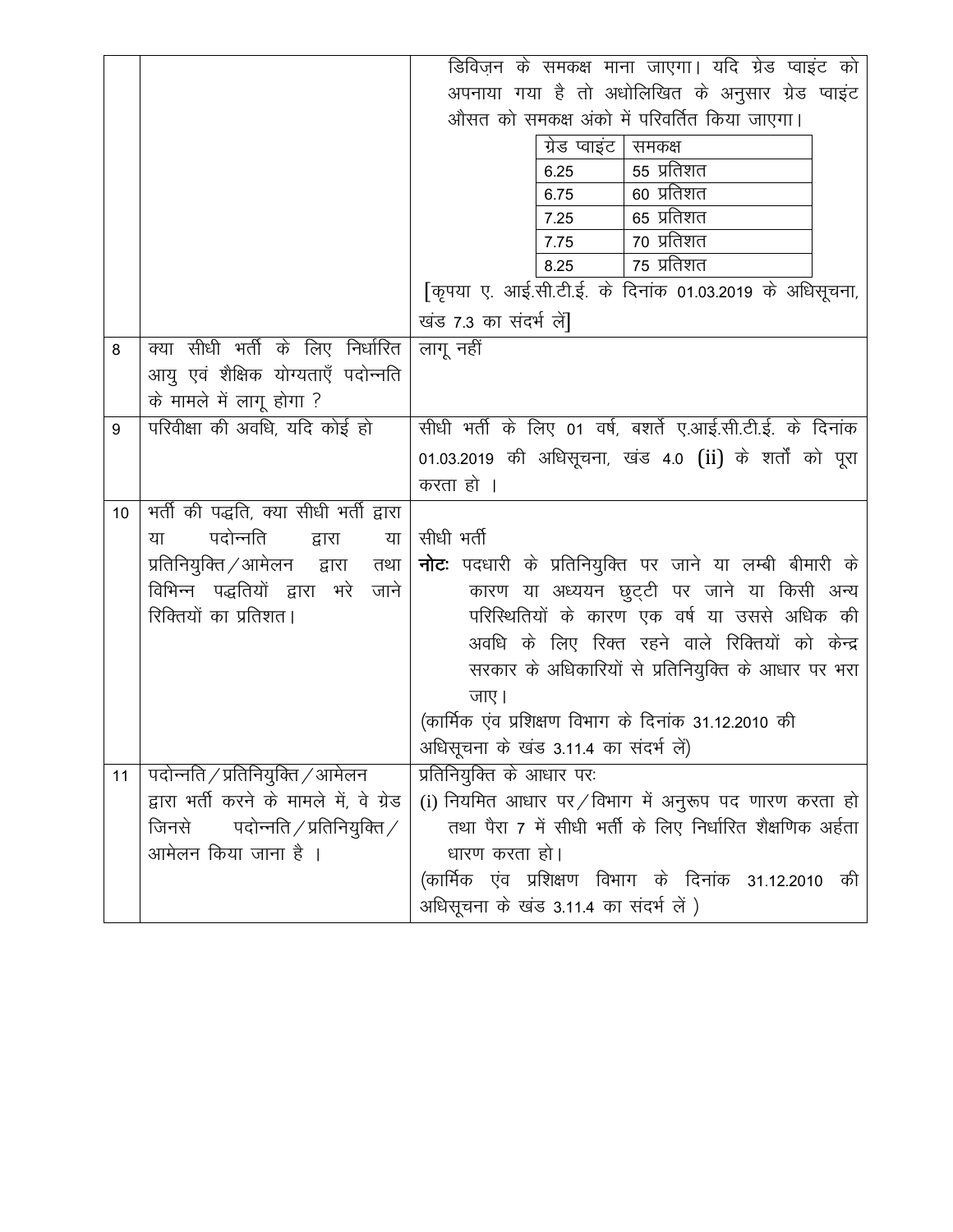| | | |
|---|---|---|
| | | डिविज़न के समकक्ष माना जाएगा। यदि ग्रेड प्वाइंट को अपनाया गया है तो अधोलिखित के अनुसार ग्रेड प्वाइंट औसत को समकक्ष अंको में परिवर्तित किया जाएगा।<br><br>ग्रेड प्वाइंट — समकक्ष<br>6.25 — 55 प्रतिशत<br>6.75 — 60 प्रतिशत<br>7.25 — 65 प्रतिशत<br>7.75 — 70 प्रतिशत<br>8.25 — 75 प्रतिशत<br><br>[कृपया ए. आई.सी.टी.ई. के दिनांक 01.03.2019 के अधिसूचना, खंड 7.3 का संदर्भ लें] |
| 8 | क्या सीधी भर्ती के लिए निर्धारित आयु एवं शैक्षिक योग्यताएँ पदोन्नति के मामले में लागू होगा ? | लागू नहीं |
| 9 | परिवीक्षा की अवधि, यदि कोई हो | सीधी भर्ती के लिए 01 वर्ष, बशर्ते ए.आई.सी.टी.ई. के दिनांक 01.03.2019 की अधिसूचना, खंड 4.0 (ii) के शर्तों को पूरा करता हो । |
| 10 | भर्ती की पद्धति, क्या सीधी भर्ती द्वारा या पदोन्नति द्वारा या प्रतिनियुक्ति / आमेलन द्वारा तथा विभिन्न पद्धतियों द्वारा भरे जाने रिक्तियों का प्रतिशत। | सीधी भर्ती<br>**नोटः** पदधारी के प्रतिनियुक्ति पर जाने या लम्बी बीमारी के कारण या अध्ययन छुट्टी पर जाने या किसी अन्य परिस्थितियों के कारण एक वर्ष या उससे अधिक की अवधि के लिए रिक्त रहने वाले रिक्तियों को केन्द्र सरकार के अधिकारियों से प्रतिनियुक्ति के आधार पर भरा जाए।<br>(कार्मिक एंव प्रशिक्षण विभाग के दिनांक 31.12.2010 की अधिसूचना के खंड 3.11.4 का संदर्भ लें) |
| 11 | पदोन्नति / प्रतिनियुक्ति / आमेलन द्वारा भर्ती करने के मामले में, वे ग्रेड जिनसे पदोन्नति / प्रतिनियुक्ति / आमेलन किया जाना है । | प्रतिनियुक्ति के आधार परः<br>(i) नियमित आधार पर / विभाग में अनुरूप पद णारण करता हो तथा पैरा 7 में सीधी भर्ती के लिए निर्धारित शैक्षणिक अर्हता धारण करता हो।<br>(कार्मिक एंव प्रशिक्षण विभाग के दिनांक 31.12.2010 की अधिसूचना के खंड 3.11.4 का संदर्भ लें ) |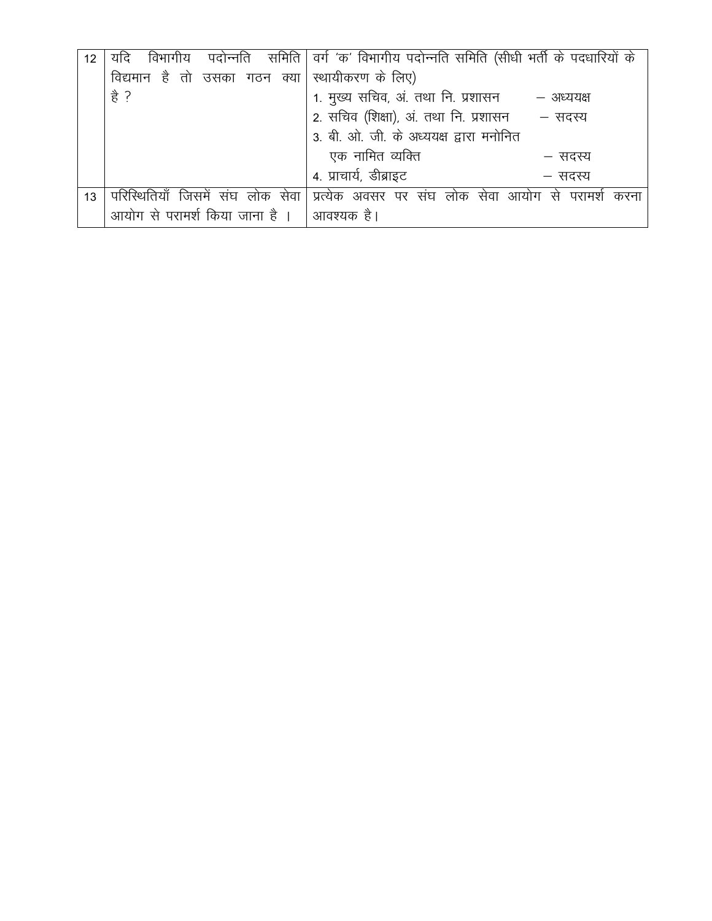| 12 | यदि विभागीय पदोन्नति समिति विद्यमान है तो उसका गठन क्या है ? | वर्ग 'क' विभागीय पदोन्नति समिति (सीधी भर्ती के पदधारियों के स्थायीकरण के लिए)<br>1. मुख्य सचिव, अं. तथा नि. प्रशासन – अध्ययक्ष<br>2. सचिव (शिक्षा), अं. तथा नि. प्रशासन – सदस्य<br>3. बी. ओ. जी. के अध्ययक्ष द्वारा मनोनित एक नामित व्यक्ति – सदस्य<br>4. प्राचार्य, डीब्राइट – सदस्य |
|---|---|---|
| 13 | परिस्थितियाँ जिसमें संघ लोक सेवा आयोग से परामर्श किया जाना है । | प्रत्येक अवसर पर संघ लोक सेवा आयोग से परामर्श करना आवश्यक है। |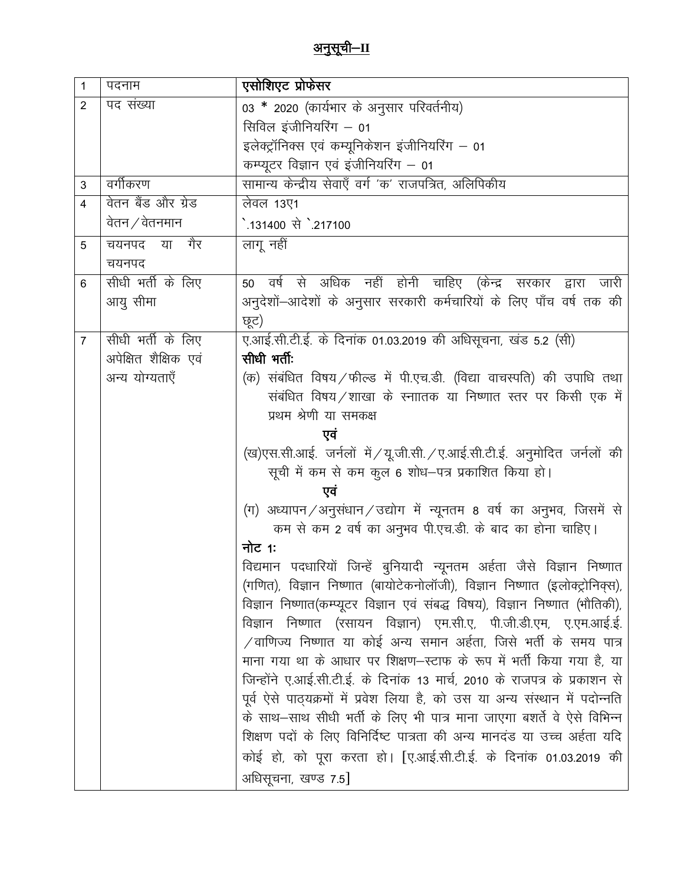## <u>अनुसूची–II</u>

| | | |
|---|---|---|
| 1 | पदनाम | **एसोशिएट प्रोफेसर** |
| 2 | पद संख्या | 03 * 2020 (कार्यभार के अनुसार परिवर्तनीय)<br>सिविल इंजीनियरिंग – 01<br>इलेक्ट्रॉनिक्स एवं कम्यूनिकेशन इंजीनियरिंग – 01<br>कम्प्यूटर विज्ञान एवं इंजीनियरिंग – 01 |
| 3 | वर्गीकरण | सामान्य केन्द्रीय सेवाएँ वर्ग 'क' राजपत्रित, अलिपिकीय |
| 4 | वेतन बैंड और ग्रेड वेतन/वेतनमान | लेवल 13ए1<br>`.131400 से `.217100 |
| 5 | चयनपद या गैर चयनपद | लागू नहीं |
| 6 | सीधी भर्ती के लिए आयु सीमा | 50 वर्ष से अधिक नहीं होनी चाहिए (केन्द्र सरकार द्वारा जारी अनुदेशों–आदेशों के अनुसार सरकारी कर्मचारियों के लिए पाँच वर्ष तक की छूट) |
| 7 | सीधी भर्ती के लिए अपेक्षित शैक्षिक एवं अन्य योग्यताएँ | ए.आई.सी.टी.ई. के दिनांक 01.03.2019 की अधिसूचना, खंड 5.2 (सी)<br>**सीधी भर्तीः**<br>(क) संबंधित विषय/फील्ड में पी.एच.डी. (विद्या वाचस्पति) की उपाधि तथा संबंधित विषय/शाखा के स्नाातक या निष्णात स्तर पर किसी एक में प्रथम श्रेणी या समकक्ष<br>**एवं**<br>(ख)एस.सी.आई. जर्नलों में/यू.जी.सी./ए.आई.सी.टी.ई. अनुमोदित जर्नलों की सूची में कम से कम कुल 6 शोध–पत्र प्रकाशित किया हो।<br>**एवं**<br>(ग) अध्यापन/अनुसंधान/उद्योग में न्यूनतम 8 वर्ष का अनुभव, जिसमें से कम से कम 2 वर्ष का अनुभव पी.एच.डी. के बाद का होना चाहिए।<br>**नोट 1ः**<br>विद्यमान पदधारियों जिन्हें बुनियादी न्यूनतम अर्हता जैसे विज्ञान निष्णात (गणित), विज्ञान निष्णात (बायोटेकनोलॉजी), विज्ञान निष्णात (इलोक्ट्रोनिक्स), विज्ञान निष्णात(कम्प्यूटर विज्ञान एवं संबद्ध विषय), विज्ञान निष्णात (भौतिकी), विज्ञान निष्णात (रसायन विज्ञान) एम.सी.ए, पी.जी.डी.एम, ए.एम.आई.ई. /वाणिज्य निष्णात या कोई अन्य समान अर्हता, जिसे भर्ती के समय पात्र माना गया था के आधार पर शिक्षण–स्टाफ के रूप में भर्ती किया गया है, या जिन्होंने ए.आई.सी.टी.ई. के दिनांक 13 मार्च, 2010 के राजपत्र के प्रकाशन से पूर्व ऐसे पाठ्यक्रमों में प्रवेश लिया है, को उस या अन्य संस्थान में पदोन्नति के साथ–साथ सीधी भर्ती के लिए भी पात्र माना जाएगा बशर्ते वे ऐसे विभिन्न शिक्षण पदों के लिए विनिर्दिष्ट पात्रता की अन्य मानदंड या उच्च अर्हता यदि कोई हो, को पूरा करता हो। [ए.आई.सी.टी.ई. के दिनांक 01.03.2019 की अधिसूचना, खण्ड 7.5] |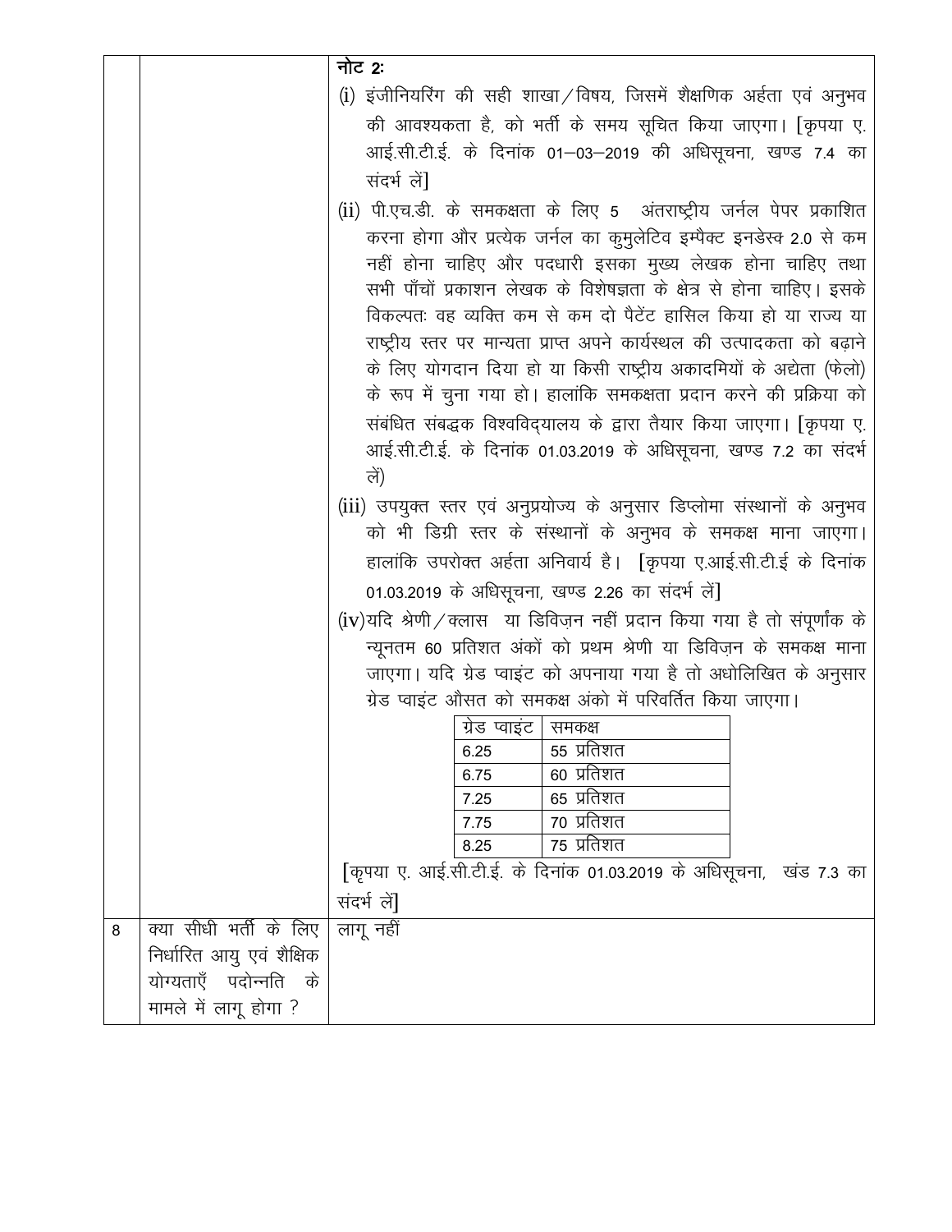| | | |
|---|---|---|
| | | **नोट 2:**<br>(i) इंजीनियरिंग की सही शाखा/विषय, जिसमें शैक्षणिक अर्हता एवं अनुभव की आवश्यकता है, को भर्ती के समय सूचित किया जाएगा। [कृपया ए. आई.सी.टी.ई. के दिनांक 01–03–2019 की अधिसूचना, खण्ड 7.4 का संदर्भ लें]<br>(ii) पी.एच.डी. के समकक्षता के लिए 5 अंतराष्ट्रीय जर्नल पेपर प्रकाशित करना होगा और प्रत्येक जर्नल का कुमुलेटिव इम्पैक्ट इनडेस्क 2.0 से कम नहीं होना चाहिए और पदधारी इसका मुख्य लेखक होना चाहिए तथा सभी पाँचों प्रकाशन लेखक के विशेषज्ञता के क्षेत्र से होना चाहिए। इसके विकल्पतः वह व्यक्ति कम से कम दो पैटेंट हासिल किया हो या राज्य या राष्ट्रीय स्तर पर मान्यता प्राप्त अपने कार्यस्थल की उत्पादकता को बढ़ाने के लिए योगदान दिया हो या किसी राष्ट्रीय अकादमियों के अद्येता (फेलो) के रूप में चुना गया हो। हालांकि समकक्षता प्रदान करने की प्रक्रिया को संबंधित संबद्धक विश्वविद्यालय के द्वारा तैयार किया जाएगा। [कृपया ए. आई.सी.टी.ई. के दिनांक 01.03.2019 के अधिसूचना, खण्ड 7.2 का संदर्भ लें)<br>(iii) उपयुक्त स्तर एवं अनुप्रयोज्य के अनुसार डिप्लोमा संस्थानों के अनुभव को भी डिग्री स्तर के संस्थानों के अनुभव के समकक्ष माना जाएगा। हालांकि उपरोक्त अर्हता अनिवार्य है। [कृपया ए.आई.सी.टी.ई के दिनांक 01.03.2019 के अधिसूचना, खण्ड 2.26 का संदर्भ लें]<br>(iv) यदि श्रेणी/क्लास या डिविज़न नहीं प्रदान किया गया है तो संपूर्णांक के न्यूनतम 60 प्रतिशत अंकों को प्रथम श्रेणी या डिविज़न के समकक्ष माना जाएगा। यदि ग्रेड प्वाइंट को अपनाया गया है तो अधोलिखित के अनुसार ग्रेड प्वाइंट औसत को समकक्ष अंको में परिवर्तित किया जाएगा।<br><br>ग्रेड प्वाइंट — समकक्ष<br>6.25 — 55 प्रतिशत<br>6.75 — 60 प्रतिशत<br>7.25 — 65 प्रतिशत<br>7.75 — 70 प्रतिशत<br>8.25 — 75 प्रतिशत<br><br>[कृपया ए. आई.सी.टी.ई. के दिनांक 01.03.2019 के अधिसूचना, खंड 7.3 का संदर्भ लें] |
| 8 | क्या सीधी भर्ती के लिए निर्धारित आयु एवं शैक्षिक योग्यताएँ पदोन्नति के मामले में लागू होगा ? | लागू नहीं |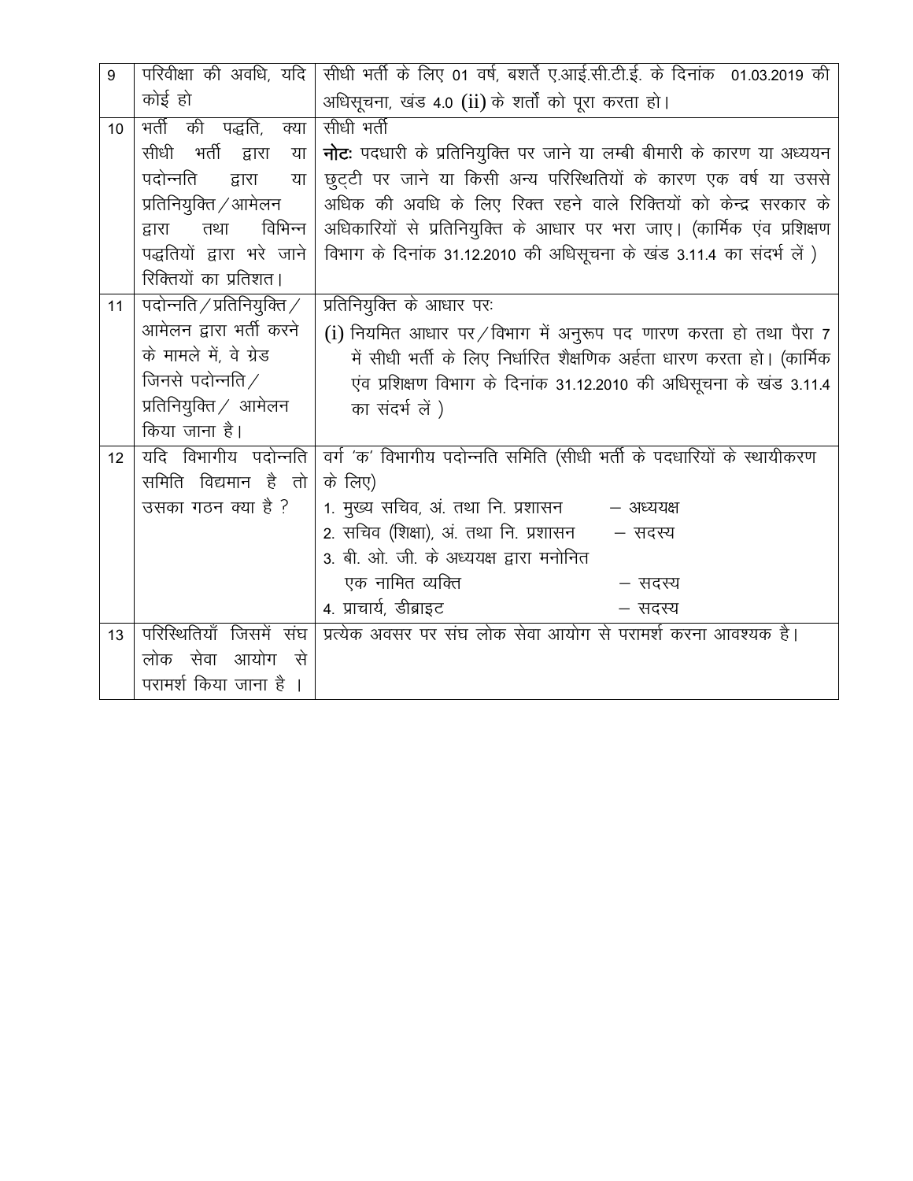| 9 | परिवीक्षा की अवधि, यदि कोई हो | सीधी भर्ती के लिए 01 वर्ष, बशर्ते ए.आई.सी.टी.ई. के दिनांक 01.03.2019 की अधिसूचना, खंड 4.0 (ii) के शर्तों को पूरा करता हो। |
|---|---|---|
| 10 | भर्ती की पद्धति, क्या सीधी भर्ती द्वारा या पदोन्नति द्वारा या प्रतिनियुक्ति / आमेलन द्वारा तथा विभिन्न पद्धतियों द्वारा भरे जाने रिक्तियों का प्रतिशत। | सीधी भर्ती<br>**नोटः** पदधारी के प्रतिनियुक्ति पर जाने या लम्बी बीमारी के कारण या अध्ययन छुट्टी पर जाने या किसी अन्य परिस्थितियों के कारण एक वर्ष या उससे अधिक की अवधि के लिए रिक्त रहने वाले रिक्तियों को केन्द्र सरकार के अधिकारियों से प्रतिनियुक्ति के आधार पर भरा जाए। (कार्मिक एंव प्रशिक्षण विभाग के दिनांक 31.12.2010 की अधिसूचना के खंड 3.11.4 का संदर्भ लें ) |
| 11 | पदोन्नति / प्रतिनियुक्ति / आमेलन द्वारा भर्ती करने के मामले में, वे ग्रेड जिससे पदोन्नति / प्रतिनियुक्ति / आमेलन किया जाना है। | प्रतिनियुक्ति के आधार परः<br>(i) नियमित आधार पर / विभाग में अनुरूप पद णारण करता हो तथा पैरा 7 में सीधी भर्ती के लिए निर्धारित शैक्षणिक अर्हता धारण करता हो। (कार्मिक एंव प्रशिक्षण विभाग के दिनांक 31.12.2010 की अधिसूचना के खंड 3.11.4 का संदर्भ लें ) |
| 12 | यदि विभागीय पदोन्नति समिति विद्यमान है तो उसका गठन क्या है ? | वर्ग 'क' विभागीय पदोन्नति समिति (सीधी भर्ती के पदधारियों के स्थायीकरण के लिए)<br>1. मुख्य सचिव, अं. तथा नि. प्रशासन – अध्यक्ष<br>2. सचिव (शिक्षा), अं. तथा नि. प्रशासन – सदस्य<br>3. बी. ओ. जी. के अध्यक्ष द्वारा मनोनित एक नामित व्यक्ति – सदस्य<br>4. प्राचार्य, डीब्राइट – सदस्य |
| 13 | परिस्थितियाँ जिसमें संघ लोक सेवा आयोग से परामर्श किया जाना है । | प्रत्येक अवसर पर संघ लोक सेवा आयोग से परामर्श करना आवश्यक है। |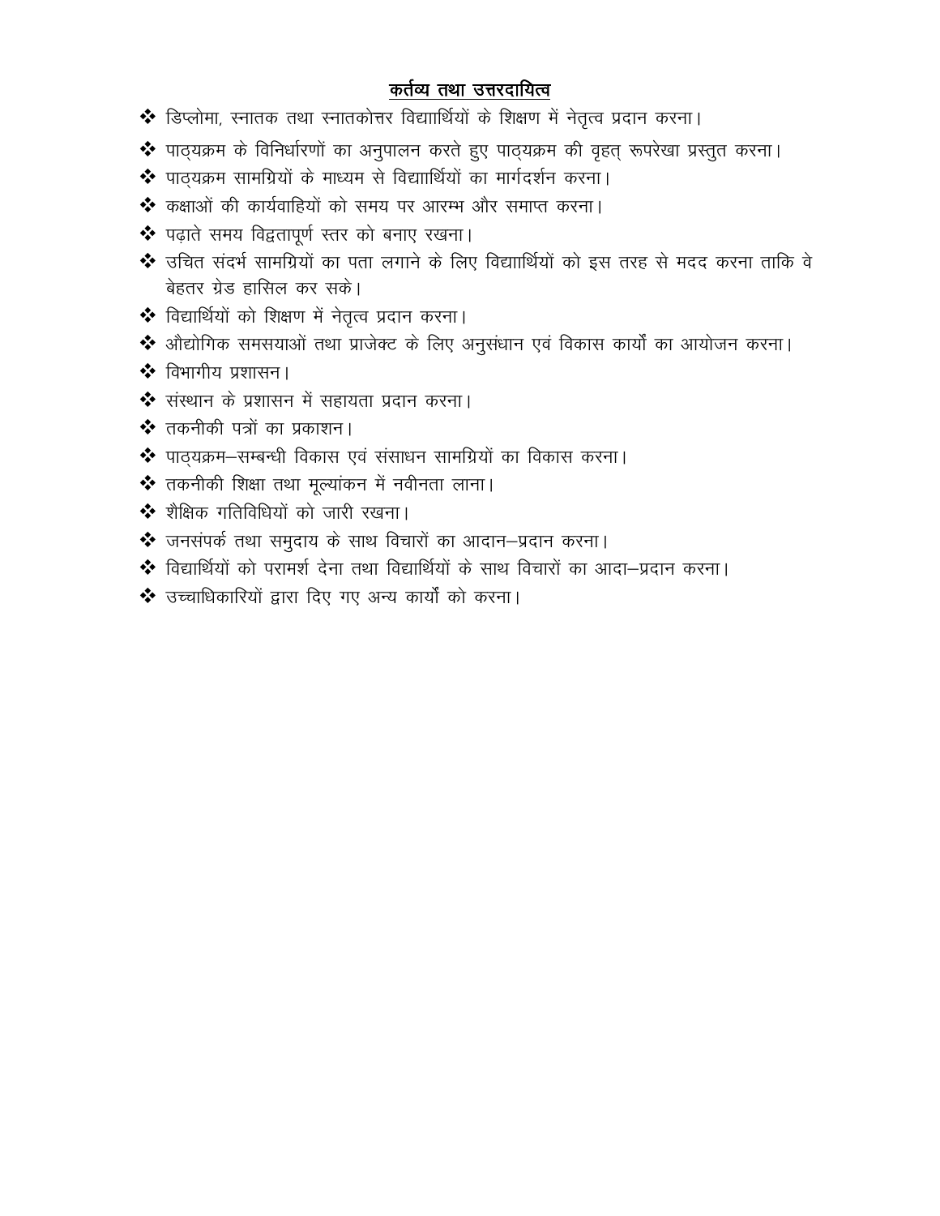## कर्तव्य तथा उत्तरदायित्व

- डिप्लोमा, स्नातक तथा स्नातकोत्तर विद्यार्थियों के शिक्षण में नेतृत्व प्रदान करना।
- पाठ्यक्रम के विनिर्धारणों का अनुपालन करते हुए पाठ्यक्रम की वृहत् रूपरेखा प्रस्तुत करना।
- पाठ्यक्रम सामग्रियों के माध्यम से विद्यार्थियों का मार्गदर्शन करना।
- कक्षाओं की कार्यवाहियों को समय पर आरम्भ और समाप्त करना।
- पढ़ाते समय विद्वतापूर्ण स्तर को बनाए रखना।
- उचित संदर्भ सामग्रियों का पता लगाने के लिए विद्यार्थियों को इस तरह से मदद करना ताकि वे बेहतर ग्रेड हासिल कर सके।
- विद्यार्थियों को शिक्षण में नेतृत्व प्रदान करना।
- औद्योगिक समसयाओं तथा प्राजेक्ट के लिए अनुसंधान एवं विकास कार्यों का आयोजन करना।
- विभागीय प्रशासन।
- संस्थान के प्रशासन में सहायता प्रदान करना।
- तकनीकी पत्रों का प्रकाशन।
- पाठ्यक्रम–सम्बन्धी विकास एवं संसाधन सामग्रियों का विकास करना।
- तकनीकी शिक्षा तथा मूल्यांकन में नवीनता लाना।
- शैक्षिक गतिविधियों को जारी रखना।
- जनसंपर्क तथा समुदाय के साथ विचारों का आदान–प्रदान करना।
- विद्यार्थियों को परामर्श देना तथा विद्यार्थियों के साथ विचारों का आदा–प्रदान करना।
- उच्चाधिकारियों द्वारा दिए गए अन्य कार्यों को करना।